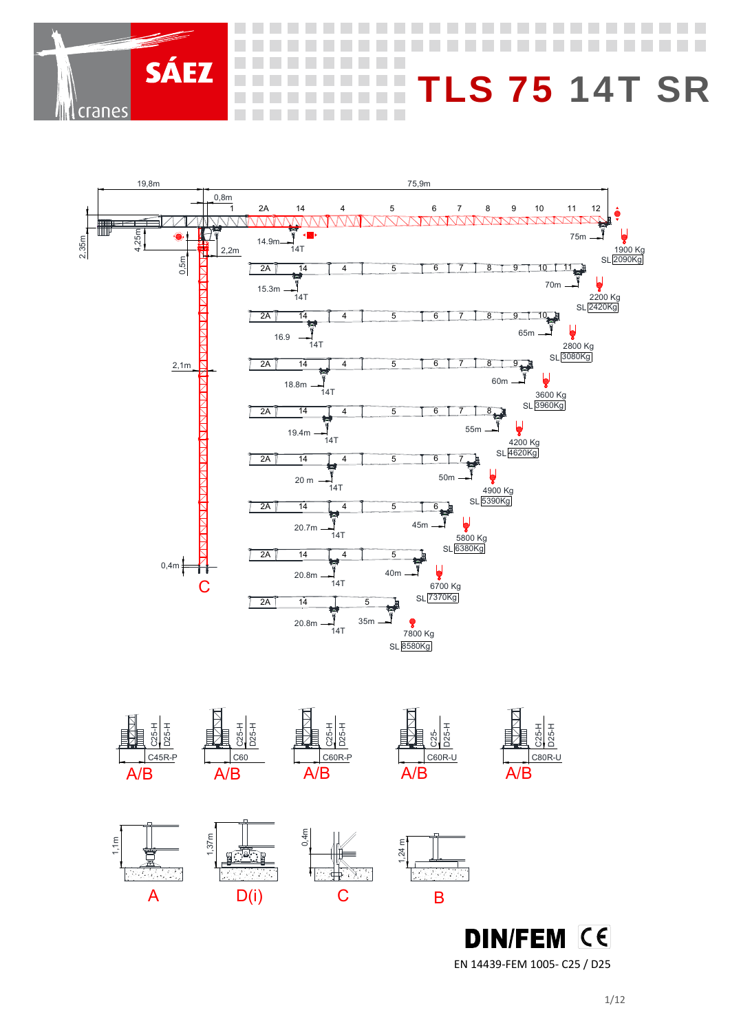# SÁEZ cranes

# TLS 75 14T SR

19,8m | 75,9m | 0,8m | 2,35m | 4,25m | 0,5m | 2,2m | 2,1m | 0,4m | C

| Jib length | Jib sections | Max. load radius | Max. load | Tip load | SL |
|---|---|---|---|---|---|
| 75m | 1, 2A, 14, 4, 5, 6, 7, 8, 9, 10, 11, 12 | 14.9m | 14T | 1900 Kg | 2090Kg |
| 70m | 2A, 14, 4, 5, 6, 7, 8, 9, 10, 11 | 15.3m | 14T | 2200 Kg | 2420Kg |
| 65m | 2A, 14, 4, 5, 6, 7, 8, 9, 10 | 16.9 | 14T | 2800 Kg | 3080Kg |
| 60m | 2A, 14, 4, 5, 6, 7, 8, 9 | 18.8m | 14T | 3600 Kg | 3960Kg |
| 55m | 2A, 14, 4, 5, 6, 7, 8 | 19.4m | 14T | 4200 Kg | 4620Kg |
| 50m | 2A, 14, 4, 5, 6, 7 | 20 m | 14T | 4900 Kg | 5390Kg |
| 45m | 2A, 14, 4, 5, 6 | 20.7m | 14T | 5800 Kg | 6380Kg |
| 40m | 2A, 14, 4, 5 | 20.8m | 14T | 6700 Kg | 7370Kg |
| 35m | 2A, 14, 5 | 20.8m | 14T | 7800 Kg | 8580Kg |

| Mast | Counterweight | Base |
|---|---|---|
| C45R-P | C25-H / D25-H | A/B |
| C60 | C25-H / D25-H | A/B |
| C60R-P | C25-H / D25-H | A/B |
| C60R-U | C25- / D25-H | A/B |
| C80R-U | C25-H / D25-H | A/B |

A: 1,1m | D(i): 1,37m | C: 0,4m | B: 1,24 m

**DIN/FEM** CE

EN 14439-FEM 1005- C25 / D25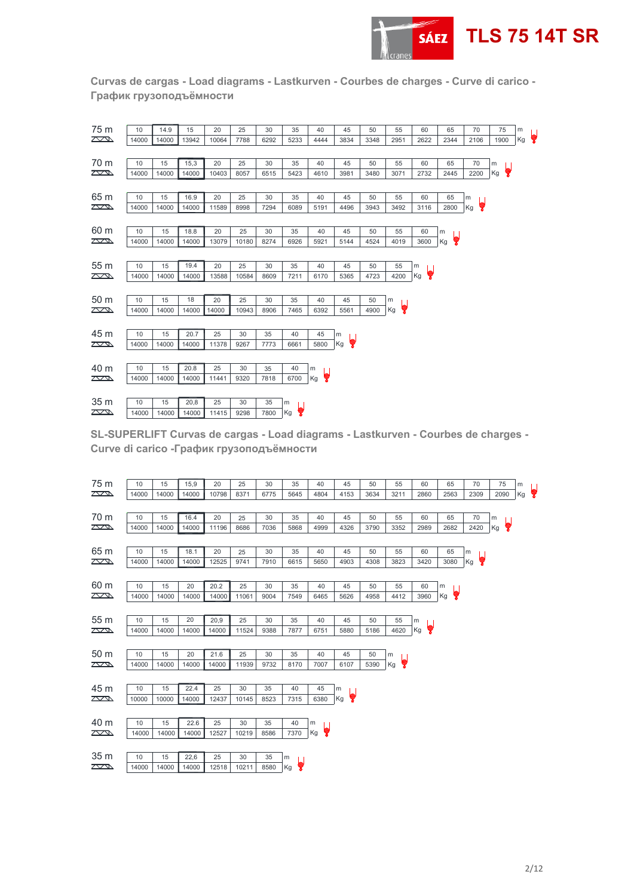**TLS 75 14T SR**

## Curvas de cargas - Load diagrams - Lastkurven - Courbes de charges - Curve di carico - График грузоподъёмности

**75 m**

| m | 10 | 14.9 | 15 | 20 | 25 | 30 | 35 | 40 | 45 | 50 | 55 | 60 | 65 | 70 | 75 |
|---|---|---|---|---|---|---|---|---|---|---|---|---|---|---|---|
| Kg | 14000 | 14000 | 13942 | 10064 | 7788 | 6292 | 5233 | 4444 | 3834 | 3348 | 2951 | 2622 | 2344 | 2106 | 1900 |

**70 m**

| m | 10 | 15 | 15,3 | 20 | 25 | 30 | 35 | 40 | 45 | 50 | 55 | 60 | 65 | 70 |
|---|---|---|---|---|---|---|---|---|---|---|---|---|---|---|
| Kg | 14000 | 14000 | 14000 | 10403 | 8057 | 6515 | 5423 | 4610 | 3981 | 3480 | 3071 | 2732 | 2445 | 2200 |

**65 m**

| m | 10 | 15 | 16.9 | 20 | 25 | 30 | 35 | 40 | 45 | 50 | 55 | 60 | 65 |
|---|---|---|---|---|---|---|---|---|---|---|---|---|---|
| Kg | 14000 | 14000 | 14000 | 11589 | 8998 | 7294 | 6089 | 5191 | 4496 | 3943 | 3492 | 3116 | 2800 |

**60 m**

| m | 10 | 15 | 18.8 | 20 | 25 | 30 | 35 | 40 | 45 | 50 | 55 | 60 |
|---|---|---|---|---|---|---|---|---|---|---|---|---|
| Kg | 14000 | 14000 | 14000 | 13079 | 10180 | 8274 | 6926 | 5921 | 5144 | 4524 | 4019 | 3600 |

**55 m**

| m | 10 | 15 | 19.4 | 20 | 25 | 30 | 35 | 40 | 45 | 50 | 55 |
|---|---|---|---|---|---|---|---|---|---|---|---|
| Kg | 14000 | 14000 | 14000 | 13588 | 10584 | 8609 | 7211 | 6170 | 5365 | 4723 | 4200 |

**50 m**

| m | 10 | 15 | 18 | 20 | 25 | 30 | 35 | 40 | 45 | 50 |
|---|---|---|---|---|---|---|---|---|---|---|
| Kg | 14000 | 14000 | 14000 | 14000 | 10943 | 8906 | 7465 | 6392 | 5561 | 4900 |

**45 m**

| m | 10 | 15 | 20.7 | 25 | 30 | 35 | 40 | 45 |
|---|---|---|---|---|---|---|---|---|
| Kg | 14000 | 14000 | 14000 | 11378 | 9267 | 7773 | 6661 | 5800 |

**40 m**

| m | 10 | 15 | 20.8 | 25 | 30 | 35 | 40 |
|---|---|---|---|---|---|---|---|
| Kg | 14000 | 14000 | 14000 | 11441 | 9320 | 7818 | 6700 |

**35 m**

| m | 10 | 15 | 20,8 | 25 | 30 | 35 |
|---|---|---|---|---|---|---|
| Kg | 14000 | 14000 | 14000 | 11415 | 9298 | 7800 |

## SL-SUPERLIFT Curvas de cargas - Load diagrams - Lastkurven - Courbes de charges - Curve di carico -График грузоподъёмности

**75 m**

| m | 10 | 15 | 15,9 | 20 | 25 | 30 | 35 | 40 | 45 | 50 | 55 | 60 | 65 | 70 | 75 |
|---|---|---|---|---|---|---|---|---|---|---|---|---|---|---|---|
| Kg | 14000 | 14000 | 14000 | 10798 | 8371 | 6775 | 5645 | 4804 | 4153 | 3634 | 3211 | 2860 | 2563 | 2309 | 2090 |

**70 m**

| m | 10 | 15 | 16.4 | 20 | 25 | 30 | 35 | 40 | 45 | 50 | 55 | 60 | 65 | 70 |
|---|---|---|---|---|---|---|---|---|---|---|---|---|---|---|
| Kg | 14000 | 14000 | 14000 | 11196 | 8686 | 7036 | 5868 | 4999 | 4326 | 3790 | 3352 | 2989 | 2682 | 2420 |

**65 m**

| m | 10 | 15 | 18.1 | 20 | 25 | 30 | 35 | 40 | 45 | 50 | 55 | 60 | 65 |
|---|---|---|---|---|---|---|---|---|---|---|---|---|---|
| Kg | 14000 | 14000 | 14000 | 12525 | 9741 | 7910 | 6615 | 5650 | 4903 | 4308 | 3823 | 3420 | 3080 |

**60 m**

| m | 10 | 15 | 20 | 20.2 | 25 | 30 | 35 | 40 | 45 | 50 | 55 | 60 |
|---|---|---|---|---|---|---|---|---|---|---|---|---|
| Kg | 14000 | 14000 | 14000 | 14000 | 11061 | 9004 | 7549 | 6465 | 5626 | 4958 | 4412 | 3960 |

**55 m**

| m | 10 | 15 | 20 | 20,9 | 25 | 30 | 35 | 40 | 45 | 50 | 55 |
|---|---|---|---|---|---|---|---|---|---|---|---|
| Kg | 14000 | 14000 | 14000 | 14000 | 11524 | 9388 | 7877 | 6751 | 5880 | 5186 | 4620 |

**50 m**

| m | 10 | 15 | 20 | 21.6 | 25 | 30 | 35 | 40 | 45 | 50 |
|---|---|---|---|---|---|---|---|---|---|---|
| Kg | 14000 | 14000 | 14000 | 14000 | 11939 | 9732 | 8170 | 7007 | 6107 | 5390 |

**45 m**

| m | 10 | 15 | 22.4 | 25 | 30 | 35 | 40 | 45 |
|---|---|---|---|---|---|---|---|---|
| Kg | 10000 | 10000 | 14000 | 12437 | 10145 | 8523 | 7315 | 6380 |

**40 m**

| m | 10 | 15 | 22.6 | 25 | 30 | 35 | 40 |
|---|---|---|---|---|---|---|---|
| Kg | 14000 | 14000 | 14000 | 12527 | 10219 | 8586 | 7370 |

**35 m**

| m | 10 | 15 | 22,6 | 25 | 30 | 35 |
|---|---|---|---|---|---|---|
| Kg | 14000 | 14000 | 14000 | 12518 | 10211 | 8580 |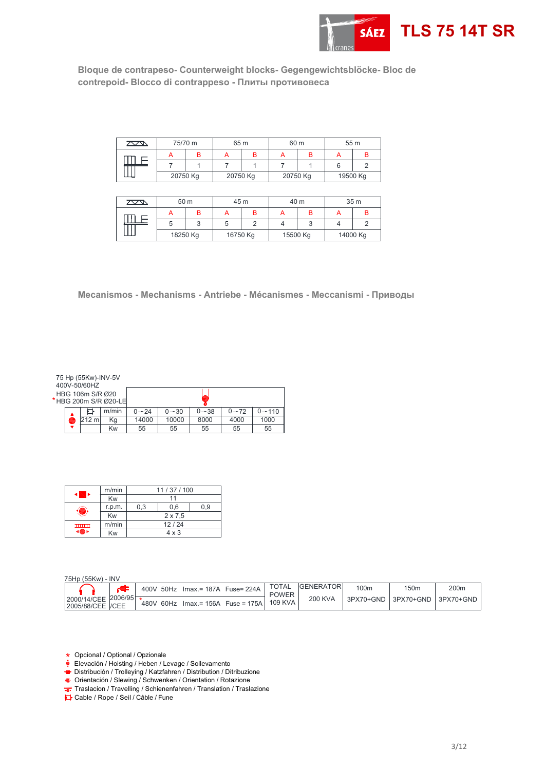# TLS 75 14T SR

## Bloque de contrapeso- Counterweight blocks- Gegengewichtsblöcke- Bloc de contrepoid- Blocco di contrappeso - Плиты противовеса

| | 75/70 m | | 65 m | | 60 m | | 55 m | |
|---|---|---|---|---|---|---|---|---|
| | A | B | A | B | A | B | A | B |
| | 7 | 1 | 7 | 1 | 7 | 1 | 6 | 2 |
| | 20750 Kg | | 20750 Kg | | 20750 Kg | | 19500 Kg | |

| | 50 m | | 45 m | | 40 m | | 35 m | |
|---|---|---|---|---|---|---|---|---|
| | A | B | A | B | A | B | A | B |
| | 5 | 3 | 5 | 2 | 4 | 3 | 4 | 2 |
| | 18250 Kg | | 16750 Kg | | 15500 Kg | | 14000 Kg | |

## Mecanismos - Mechanisms - Antriebe - Mécanismes - Meccanismi - Приводы

75 Hp (55Kw)-INV-5V
400V-50/60HZ
HBG 106m S/R Ø20
* HBG 200m S/R Ø20-LE

| | Cable | | | | | | |
|---|---|---|---|---|---|---|---|
| Hoisting | | m/min | 0 — 24 | 0 — 30 | 0 — 38 | 0 — 72 | 0 — 110 |
| | 212 m | Kg | 14000 | 10000 | 8000 | 4000 | 1000 |
| | | Kw | 55 | 55 | 55 | 55 | 55 |

| | | | | |
|---|---|---|---|---|
| Trolleying | m/min | 11 / 37 / 100 | | |
| | Kw | 11 | | |
| Slewing | r.p.m. | 0,3 | 0,6 | 0,9 |
| | Kw | 2 x 7,5 | | |
| Travelling | m/min | 12 / 24 | | |
| | Kw | 4 x 3 | | |

75Hp (55Kw) - INV

| | | | | | | | |
|---|---|---|---|---|---|---|---|
| 2000/14/CEE 2005/88/CEE | 2006/95 /CEE | 400V 50Hz Imax.= 187A Fuse= 224A | TOTAL POWER 109 KVA | GENERATOR 200 KVA | 100m | 150m | 200m |
| | | * 480V 60Hz Imax.= 156A Fuse = 175A | | | 3PX70+GND | 3PX70+GND | 3PX70+GND |

- * Opcional / Optional / Opzionale
- Elevación / Hoisting / Heben / Levage / Sollevamento
- Distribución / Trolleying / Katzfahren / Distribution / Ditribuzione
- Orientación / Slewing / Schwenken / Orientation / Rotazione
- Traslacion / Travelling / Schienenfahren / Translation / Traslazione
- Cable / Rope / Seil / Câble / Fune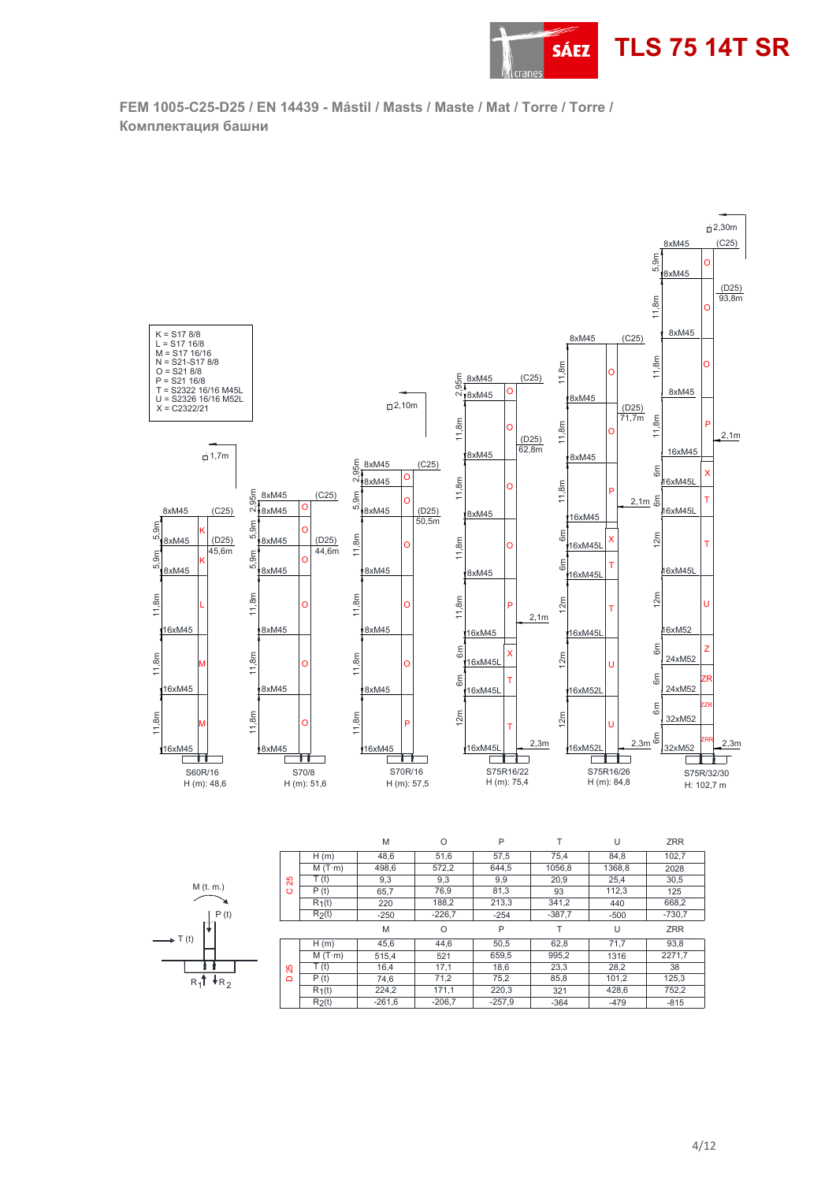# TLS 75 14T SR

**FEM 1005-C25-D25 / EN 14439 - Mástil / Masts / Maste / Mat / Torre / Torre / Комплектация башни**

K = S17 8/8
L = S17 16/8
M = S17 16/16
N = S21-S17 8/8
O = S21 8/8
P = S21 16/8
T = S2322 16/16 M45L
U = S2326 16/16 M52L
X = C2322/21

| Configuration | H (m) |
|---|---|
| S60R/16 | 48,6 |
| S70/8 | 51,6 |
| S70R/16 | 57,5 |
| S75R16/22 | 75,4 |
| S75R16/26 | 84,8 |
| S75R/32/30 | 102,7 |

| | | M | O | P | T | U | ZRR |
|---|---|---|---|---|---|---|---|
| C 25 | H (m) | 48,6 | 51,6 | 57,5 | 75,4 | 84,8 | 102,7 |
| | M (T·m) | 498,6 | 572,2 | 644,5 | 1056,8 | 1368,8 | 2028 |
| | T (t) | 9,3 | 9,3 | 9,9 | 20,9 | 25,4 | 30,5 |
| | P (t) | 65,7 | 76,9 | 81,3 | 93 | 112,3 | 125 |
| | $R_1$(t) | 220 | 188,2 | 213,3 | 341,2 | 440 | 668,2 |
| | $R_2$(t) | -250 | -226,7 | -254 | -387,7 | -500 | -730,7 |
| | | M | O | P | T | U | ZRR |
| D 25 | H (m) | 45,6 | 44,6 | 50,5 | 62,8 | 71,7 | 93,8 |
| | M (T·m) | 515,4 | 521 | 659,5 | 995,2 | 1316 | 2271,7 |
| | T (t) | 16,4 | 17,1 | 18,6 | 23,3 | 28,2 | 38 |
| | P (t) | 74,6 | 71,2 | 75,2 | 85,8 | 101,2 | 125,3 |
| | $R_1$(t) | 224,2 | 171,1 | 220,3 | 321 | 428,6 | 752,2 |
| | $R_2$(t) | -261,6 | -206,7 | -257,9 | -364 | -479 | -815 |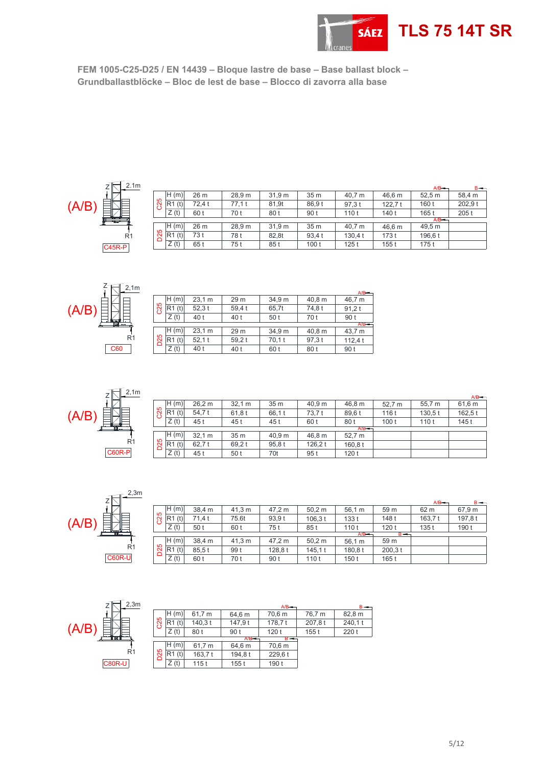# TLS 75 14T SR

**FEM 1005-C25-D25 / EN 14439 – Bloque lastre de base – Base ballast block – Grundballastblöcke – Bloc de lest de base – Blocco di zavorra alla base**

(A/B) Z 2.1m R1 **C45R-P**

| | | | | | | | | A/B | B |
|---|---|---|---|---|---|---|---|---|---|
| C25 | H (m) | 26 m | 28,9 m | 31,9 m | 35 m | 40,7 m | 46,6 m | 52,5 m | 58,4 m |
| | R1 (t) | 72,4 t | 77,1 t | 81,9t | 86,9 t | 97,3 t | 122,7 t | 160 t | 202,9 t |
| | Z (t) | 60 t | 70 t | 80 t | 90 t | 110 t | 140 t | 165 t | 205 t |
| | | | | | | | | A/B | |
| D25 | H (m) | 26 m | 28,9 m | 31,9 m | 35 m | 40,7 m | 46,6 m | 49,5 m | |
| | R1 (t) | 73 t | 78 t | 82,8t | 93,4 t | 130,4 t | 173 t | 196,6 t | |
| | Z (t) | 65 t | 75 t | 85 t | 100 t | 125 t | 155 t | 175 t | |

(A/B) Z 2,1m R1 **C60**

| | | | | | | A/B |
|---|---|---|---|---|---|---|
| C25 | H (m) | 23,1 m | 29 m | 34,9 m | 40,8 m | 46,7 m |
| | R1 (t) | 52,3 t | 59,4 t | 65,7t | 74,8 t | 91,2 t |
| | Z (t) | 40 t | 40 t | 50 t | 70 t | 90 t |
| | | | | | | A/B |
| D25 | H (m) | 23,1 m | 29 m | 34,9 m | 40,8 m | 43,7 m |
| | R1 (t) | 52,1 t | 59,2 t | 70,1 t | 97,3 t | 112,4 t |
| | Z (t) | 40 t | 40 t | 60 t | 80 t | 90 t |

(A/B) Z 2,1m R1 **C60R-P**

| | | | | | | | | | A/B |
|---|---|---|---|---|---|---|---|---|---|
| C25 | H (m) | 26,2 m | 32,1 m | 35 m | 40,9 m | 46,8 m | 52,7 m | 55,7 m | 61,6 m |
| | R1 (t) | 54,7 t | 61,8 t | 66,1 t | 73,7 t | 89,6 t | 116 t | 130,5 t | 162,5 t |
| | Z (t) | 45 t | 45 t | 45 t | 60 t | 80 t | 100 t | 110 t | 145 t |
| | | | | | | A/B | | | |
| D25 | H (m) | 32,1 m | 35 m | 40,9 m | 46,8 m | 52,7 m | | | |
| | R1 (t) | 62,7 t | 69,2 t | 95,8 t | 126,2 t | 160,8 t | | | |
| | Z (t) | 45 t | 50 t | 70t | 95 t | 120 t | | | |

(A/B) Z 2,3m R1 **C60R-U**

| | | | | | | | | A/B | B |
|---|---|---|---|---|---|---|---|---|---|
| C25 | H (m) | 38,4 m | 41,3 m | 47,2 m | 50,2 m | 56,1 m | 59 m | 62 m | 67,9 m |
| | R1 (t) | 71,4 t | 75.6t | 93,9 t | 106,3 t | 133 t | 148 t | 163,7 t | 197,8 t |
| | Z (t) | 50 t | 60 t | 75 t | 85 t | 110 t | 120 t | 135 t | 190 t |
| | | | | | | A/B | B | | |
| D25 | H (m) | 38,4 m | 41,3 m | 47,2 m | 50,2 m | 56,1 m | 59 m | | |
| | R1 (t) | 85,5 t | 99 t | 128,8 t | 145,1 t | 180,8 t | 200,3 t | | |
| | Z (t) | 60 t | 70 t | 90 t | 110 t | 150 t | 165 t | | |

(A/B) Z 2,3m R1 **C80R-U**

| | | | | A/B | | B |
|---|---|---|---|---|---|---|
| C25 | H (m) | 61,7 m | 64,6 m | 70,6 m | 76,7 m | 82,8 m |
| | R1 (t) | 140,3 t | 147,9 t | 178,7 t | 207,8 t | 240,1 t |
| | Z (t) | 80 t | 90 t | 120 t | 155 t | 220 t |
| | | | A/B | B | | |
| D25 | H (m) | 61,7 m | 64,6 m | 70,6 m | | |
| | R1 (t) | 163,7 t | 194,8 t | 229,6 t | | |
| | Z (t) | 115 t | 155 t | 190 t | | |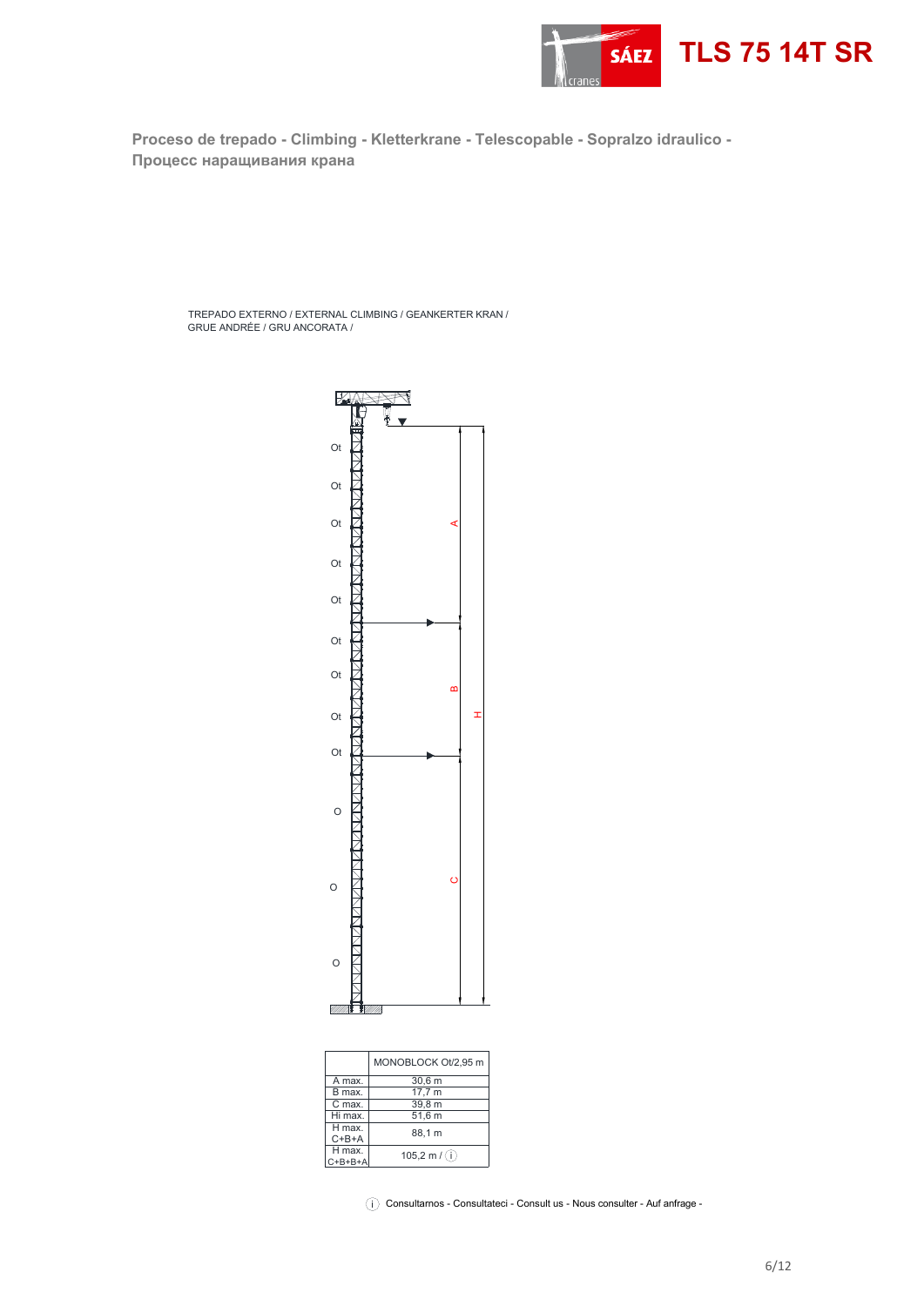# TLS 75 14T SR

## Proceso de trepado - Climbing - Kletterkrane - Telescopable - Sopralzo idraulico - Процесс наращивания крана

TREPADO EXTERNO / EXTERNAL CLIMBING / GEANKERTER KRAN / GRUE ANDRÉE / GRU ANCORATA /

|  | MONOBLOCK Ot/2,95 m |
|---|---|
| A max. | 30,6 m |
| B max. | 17,7 m |
| C max. | 39,8 m |
| Hi max. | 51,6 m |
| H max. C+B+A | 88,1 m |
| H max. C+B+B+A | 105,2 m / (i) |

(i) Consultarnos - Consultateci - Consult us - Nous consulter - Auf anfrage -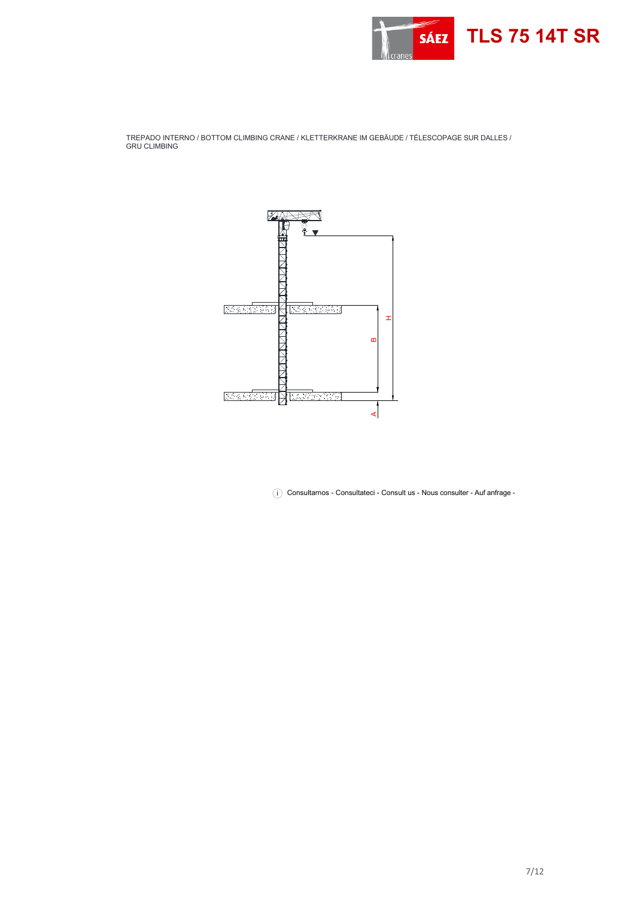TREPADO INTERNO / BOTTOM CLIMBING CRANE / KLETTERKRANE IM GEBÄUDE / TÉLESCOPAGE SUR DALLES / GRU CLIMBING

H

B

A

ⓘ Consultarnos - Consultateci - Consult us - Nous consulter - Auf anfrage -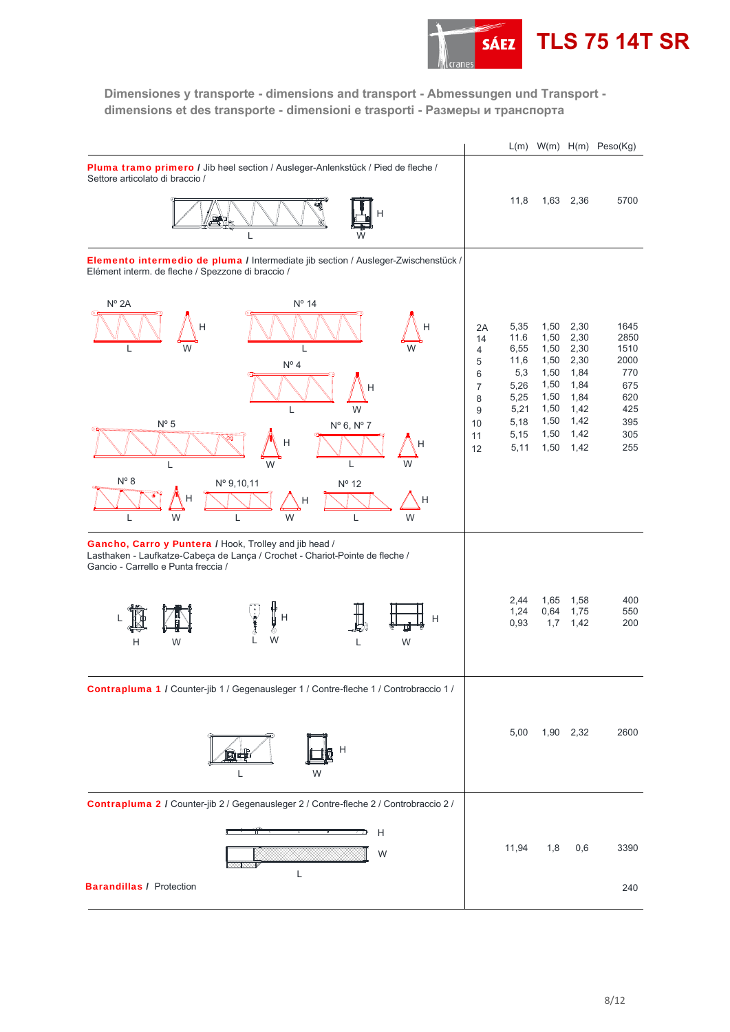# TLS 75 14T SR

## Dimensiones y transporte - dimensions and transport - Abmessungen und Transport - dimensions et des transporte - dimensioni e trasporti - Размеры и транспорта

| | | L(m) | W(m) | H(m) | Peso(Kg) |
|---|---|---|---|---|---|
| **Pluma tramo primero** / Jib heel section / Ausleger-Anlenkstück / Pied de fleche / Settore articolato di braccio / | | 11,8 | 1,63 | 2,36 | 5700 |
| **Elemento intermedio de pluma** / Intermediate jib section / Ausleger-Zwischenstück / Elément interm. de fleche / Spezzone di braccio / | 2A | 5,35 | 1,50 | 2,30 | 1645 |
| | 14 | 11.6 | 1,50 | 2,30 | 2850 |
| | 4 | 6,55 | 1,50 | 2,30 | 1510 |
| | 5 | 11,6 | 1,50 | 2,30 | 2000 |
| | 6 | 5,3 | 1,50 | 1,84 | 770 |
| | 7 | 5,26 | 1,50 | 1,84 | 675 |
| | 8 | 5,25 | 1,50 | 1,84 | 620 |
| | 9 | 5,21 | 1,50 | 1,42 | 425 |
| | 10 | 5,18 | 1,50 | 1,42 | 395 |
| | 11 | 5,15 | 1,50 | 1,42 | 305 |
| | 12 | 5,11 | 1,50 | 1,42 | 255 |
| **Gancho, Carro y Puntera** / Hook, Trolley and jib head / Lasthaken - Laufkatze-Cabeça de Lança / Crochet - Chariot-Pointe de fleche / Gancio - Carrello e Punta freccia / | | 2,44 | 1,65 | 1,58 | 400 |
| | | 1,24 | 0,64 | 1,75 | 550 |
| | | 0,93 | 1,7 | 1,42 | 200 |
| **Contrapluma 1** / Counter-jib 1 / Gegenausleger 1 / Contre-fleche 1 / Controbraccio 1 / | | 5,00 | 1,90 | 2,32 | 2600 |
| **Contrapluma 2** / Counter-jib 2 / Gegenausleger 2 / Contre-fleche 2 / Controbraccio 2 / | | 11,94 | 1,8 | 0,6 | 3390 |
| **Barandillas** / Protection | | | | | 240 |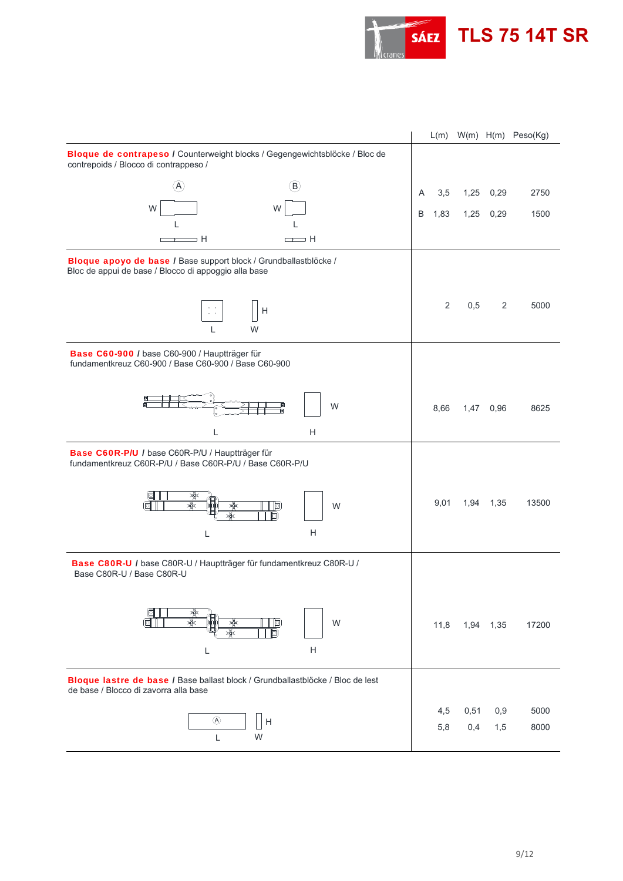# TLS 75 14T SR

| | | L(m) | W(m) | H(m) | Peso(Kg) |
|---|---|---|---|---|---|
| **Bloque de contrapeso** / Counterweight blocks / Gegengewichtsblöcke / Bloc de contrepoids / Blocco di contrappeso / | A | 3,5 | 1,25 | 0,29 | 2750 |
| | B | 1,83 | 1,25 | 0,29 | 1500 |
| **Bloque apoyo de base** / Base support block / Grundballastblöcke / Bloc de appui de base / Blocco di appoggio alla base | | 2 | 0,5 | 2 | 5000 |
| **Base C60-900** / base C60-900 / Hauptträger für fundamentkreuz C60-900 / Base C60-900 / Base C60-900 | | 8,66 | 1,47 | 0,96 | 8625 |
| **Base C60R-P/U** / base C60R-P/U / Hauptträger für fundamentkreuz C60R-P/U / Base C60R-P/U / Base C60R-P/U | | 9,01 | 1,94 | 1,35 | 13500 |
| **Base C80R-U** / base C80R-U / Hauptträger für fundamentkreuz C80R-U / Base C80R-U / Base C80R-U | | 11,8 | 1,94 | 1,35 | 17200 |
| **Bloque lastre de base** / Base ballast block / Grundballastblöcke / Bloc de lest de base / Blocco di zavorra alla base | | 4,5 | 0,51 | 0,9 | 5000 |
| | | 5,8 | 0,4 | 1,5 | 8000 |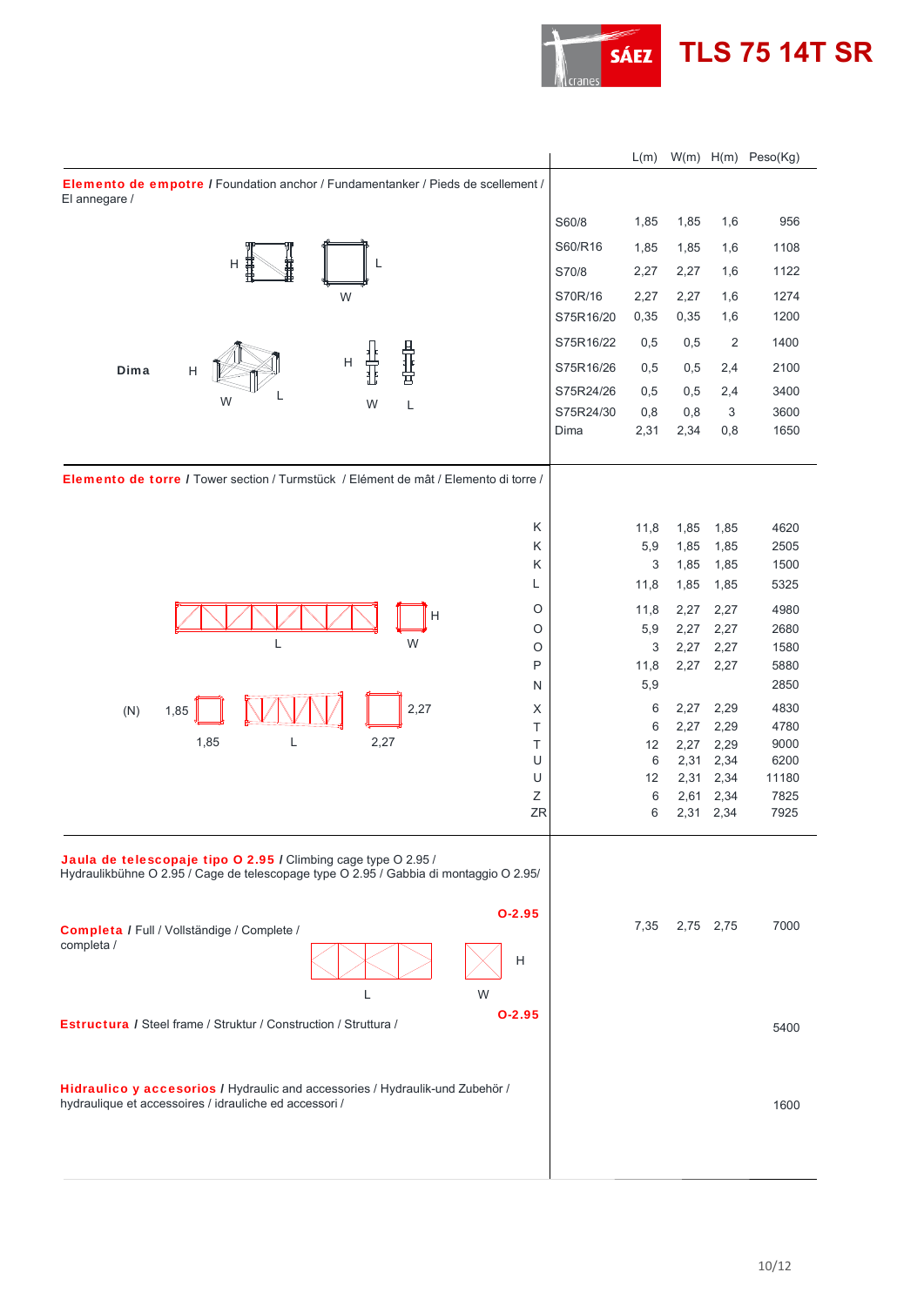# TLS 75 14T SR

| | | L(m) | W(m) | H(m) | Peso(Kg) |
|---|---|---|---|---|---|
| **Elemento de empotre** / Foundation anchor / Fundamentanker / Pieds de scellement / El annegare / | | | | | |
| | S60/8 | 1,85 | 1,85 | 1,6 | 956 |
| | S60/R16 | 1,85 | 1,85 | 1,6 | 1108 |
| | S70/8 | 2,27 | 2,27 | 1,6 | 1122 |
| | S70R/16 | 2,27 | 2,27 | 1,6 | 1274 |
| | S75R16/20 | 0,35 | 0,35 | 1,6 | 1200 |
| | S75R16/22 | 0,5 | 0,5 | 2 | 1400 |
| | S75R16/26 | 0,5 | 0,5 | 2,4 | 2100 |
| | S75R24/26 | 0,5 | 0,5 | 2,4 | 3400 |
| | S75R24/30 | 0,8 | 0,8 | 3 | 3600 |
| Dima | Dima | 2,31 | 2,34 | 0,8 | 1650 |
| **Elemento de torre** / Tower section / Turmstück / Elément de mât / Elemento di torre / | | | | | |
| K | | 11,8 | 1,85 | 1,85 | 4620 |
| K | | 5,9 | 1,85 | 1,85 | 2505 |
| K | | 3 | 1,85 | 1,85 | 1500 |
| L | | 11,8 | 1,85 | 1,85 | 5325 |
| O | | 11,8 | 2,27 | 2,27 | 4980 |
| O | | 5,9 | 2,27 | 2,27 | 2680 |
| O | | 3 | 2,27 | 2,27 | 1580 |
| P | | 11,8 | 2,27 | 2,27 | 5880 |
| N | | 5,9 | | | 2850 |
| X | | 6 | 2,27 | 2,29 | 4830 |
| T | | 6 | 2,27 | 2,29 | 4780 |
| T | | 12 | 2,27 | 2,29 | 9000 |
| U | | 6 | 2,31 | 2,34 | 6200 |
| U | | 12 | 2,31 | 2,34 | 11180 |
| Z | | 6 | 2,61 | 2,34 | 7825 |
| ZR | | 6 | 2,31 | 2,34 | 7925 |
| **Jaula de telescopaje tipo O 2.95** / Climbing cage type O 2.95 / Hydraulikbühne O 2.95 / Cage de telescopage type O 2.95 / Gabbia di montaggio O 2.95/ | | | | | |
| **Completa** / Full / Vollständige / Complete / completa / | O-2.95 | 7,35 | 2,75 | 2,75 | 7000 |
| **Estructura** / Steel frame / Struktur / Construction / Struttura / | O-2.95 | | | | 5400 |
| **Hidraulico y accesorios** / Hydraulic and accessories / Hydraulik-und Zubehör / hydraulique et accessoires / idrauliche ed accessori / | | | | | 1600 |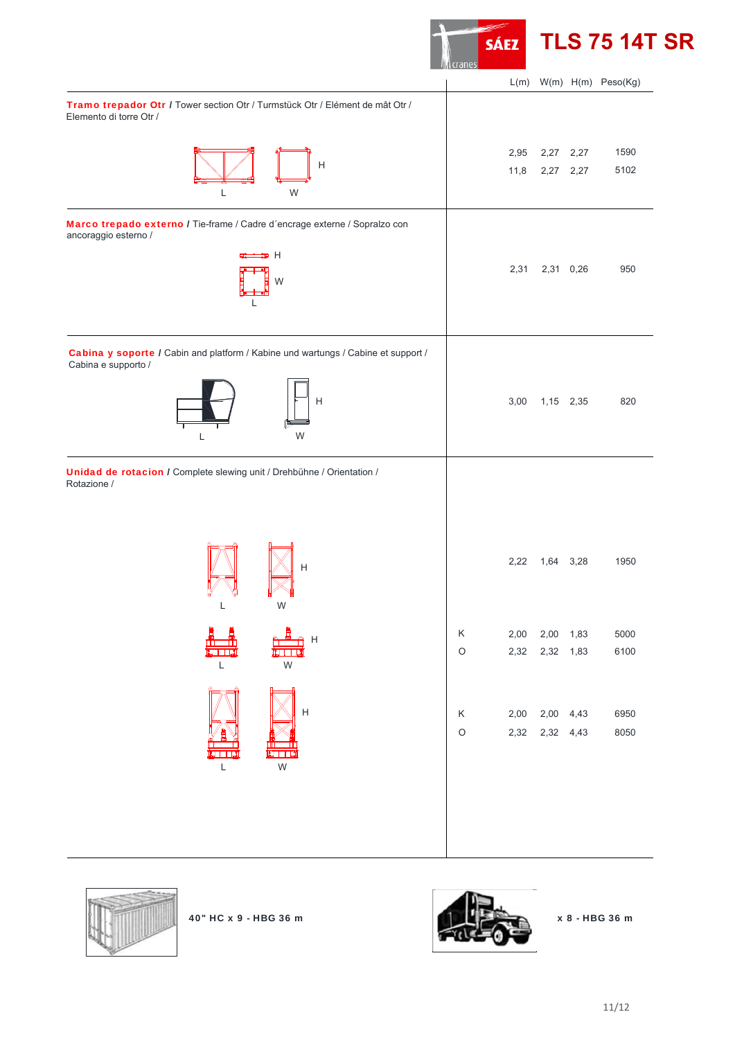# TLS 75 14T SR

| Elemento | | L(m) | W(m) | H(m) | Peso(Kg) |
|---|---|---|---|---|---|
| **Tramo trepador Otr** / Tower section Otr / Turmstück Otr / Elément de mât Otr / Elemento di torre Otr / | | 2,95 | 2,27 | 2,27 | 1590 |
| | | 11,8 | 2,27 | 2,27 | 5102 |
| **Marco trepado externo** / Tie-frame / Cadre d´encrage externe / Sopralzo con ancoraggio esterno / | | 2,31 | 2,31 | 0,26 | 950 |
| **Cabina y soporte** / Cabin and platform / Kabine und wartungs / Cabine et support / Cabina e supporto / | | 3,00 | 1,15 | 2,35 | 820 |
| **Unidad de rotacion** / Complete slewing unit / Drehbühne / Orientation / Rotazione / | | 2,22 | 1,64 | 3,28 | 1950 |
| | K | 2,00 | 2,00 | 1,83 | 5000 |
| | O | 2,32 | 2,32 | 1,83 | 6100 |
| | K | 2,00 | 2,00 | 4,43 | 6950 |
| | O | 2,32 | 2,32 | 4,43 | 8050 |

**40" HC x 9 - HBG 36 m**

**x 8 - HBG 36 m**